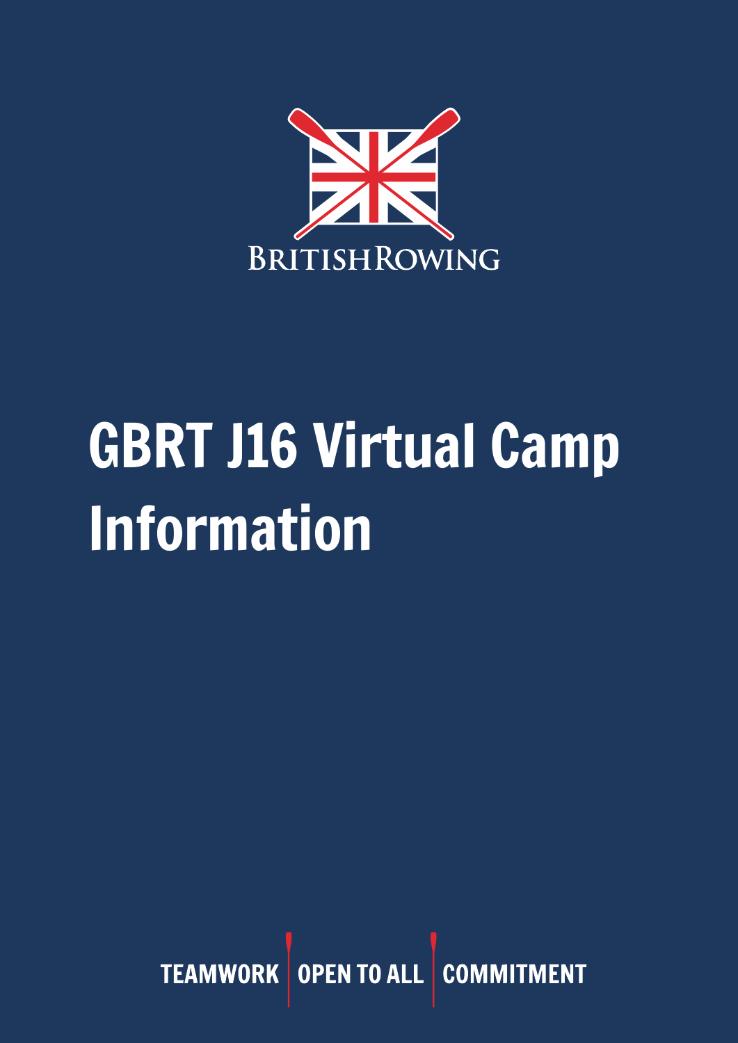BRITISH ROWING

# GBRT J16 Virtual Camp Information

TEAMWORK | OPEN TO ALL | COMMITMENT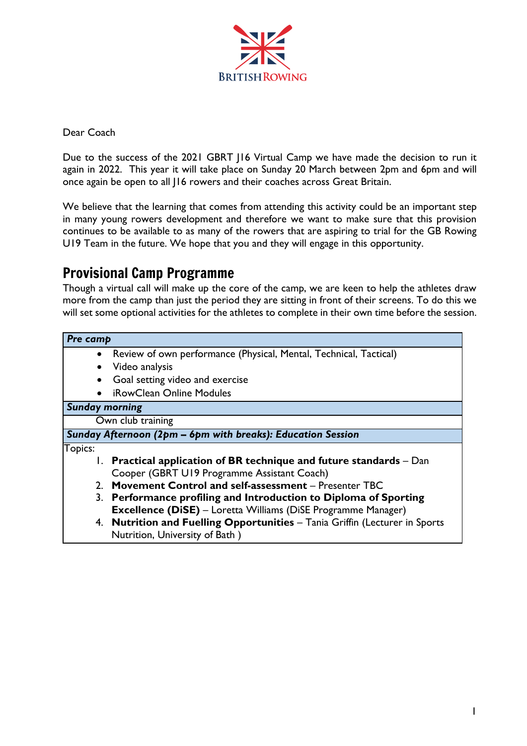Dear Coach

Due to the success of the 2021 GBRT J16 Virtual Camp we have made the decision to run it again in 2022. This year it will take place on Sunday 20 March between 2pm and 6pm and will once again be open to all J16 rowers and their coaches across Great Britain.

We believe that the learning that comes from attending this activity could be an important step in many young rowers development and therefore we want to make sure that this provision continues to be available to as many of the rowers that are aspiring to trial for the GB Rowing U19 Team in the future. We hope that you and they will engage in this opportunity.

## Provisional Camp Programme

Though a virtual call will make up the core of the camp, we are keen to help the athletes draw more from the camp than just the period they are sitting in front of their screens. To do this we will set some optional activities for the athletes to complete in their own time before the session.

| ***Pre camp*** |
|---|
| • Review of own performance (Physical, Mental, Technical, Tactical)<br>• Video analysis<br>• Goal setting video and exercise<br>• iRowClean Online Modules |
| ***Sunday morning*** |
| Own club training |
| ***Sunday Afternoon (2pm – 6pm with breaks): Education Session*** |
| Topics:<br>1. **Practical application of BR technique and future standards** – Dan Cooper (GBRT U19 Programme Assistant Coach)<br>2. **Movement Control and self-assessment** – Presenter TBC<br>3. **Performance profiling and Introduction to Diploma of Sporting Excellence (DiSE)** – Loretta Williams (DiSE Programme Manager)<br>4. **Nutrition and Fuelling Opportunities** – Tania Griffin (Lecturer in Sports Nutrition, University of Bath ) |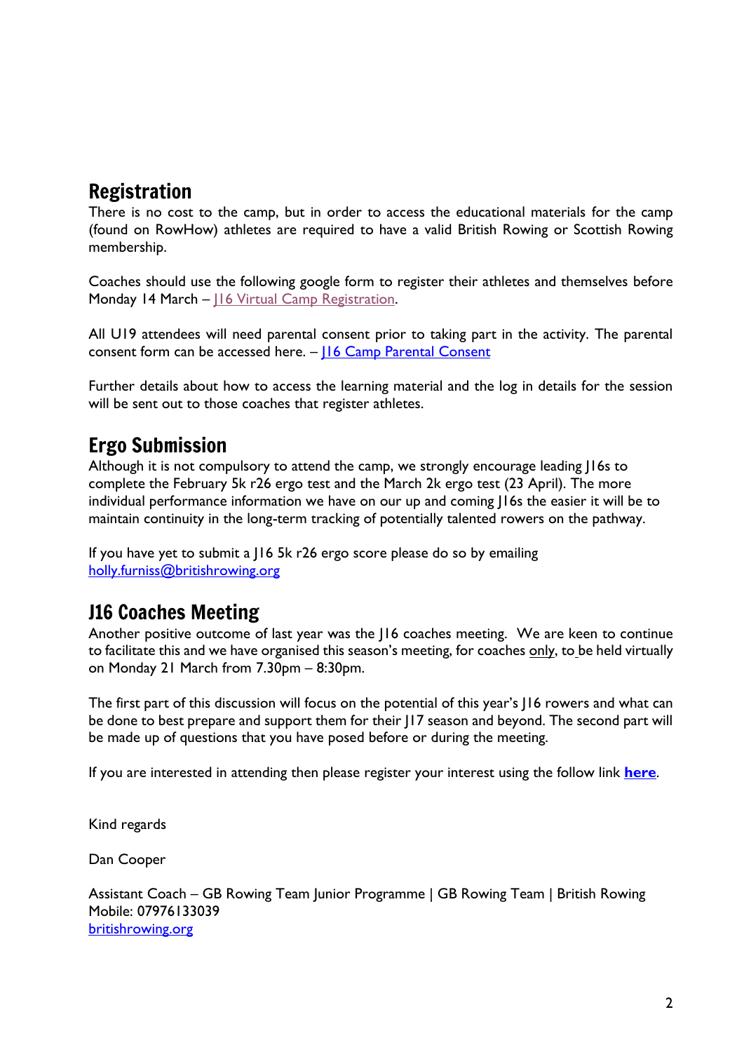## Registration

There is no cost to the camp, but in order to access the educational materials for the camp (found on RowHow) athletes are required to have a valid British Rowing or Scottish Rowing membership.

Coaches should use the following google form to register their athletes and themselves before Monday 14 March – J16 Virtual Camp Registration.

All U19 attendees will need parental consent prior to taking part in the activity. The parental consent form can be accessed here. – J16 Camp Parental Consent

Further details about how to access the learning material and the log in details for the session will be sent out to those coaches that register athletes.

## Ergo Submission

Although it is not compulsory to attend the camp, we strongly encourage leading J16s to complete the February 5k r26 ergo test and the March 2k ergo test (23 April). The more individual performance information we have on our up and coming J16s the easier it will be to maintain continuity in the long-term tracking of potentially talented rowers on the pathway.

If you have yet to submit a J16 5k r26 ergo score please do so by emailing holly.furniss@britishrowing.org

## J16 Coaches Meeting

Another positive outcome of last year was the J16 coaches meeting. We are keen to continue to facilitate this and we have organised this season's meeting, for coaches only, to be held virtually on Monday 21 March from 7.30pm – 8:30pm.

The first part of this discussion will focus on the potential of this year's J16 rowers and what can be done to best prepare and support them for their J17 season and beyond. The second part will be made up of questions that you have posed before or during the meeting.

If you are interested in attending then please register your interest using the follow link **here**.

Kind regards

Dan Cooper

Assistant Coach – GB Rowing Team Junior Programme | GB Rowing Team | British Rowing
Mobile: 07976133039
britishrowing.org